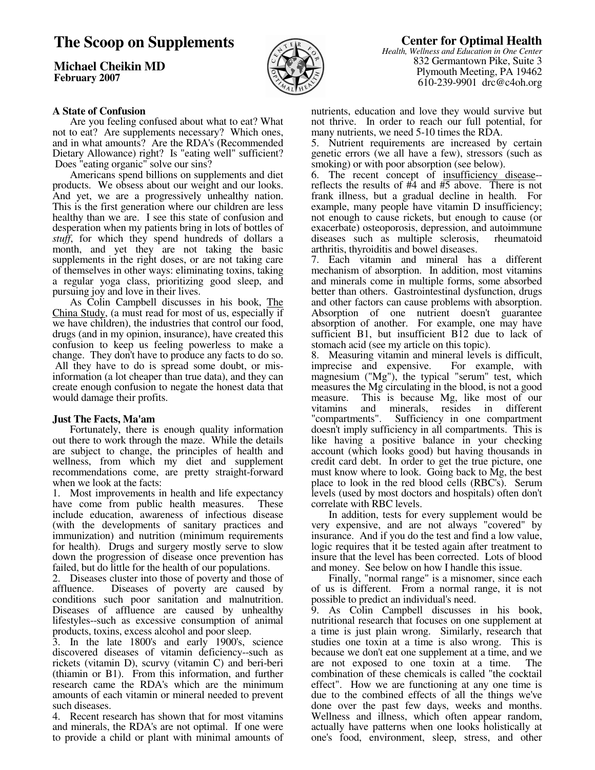# The Scoop on Supplements

**Michael Cheikin MD**
**February 2007**

**Center for Optimal Health**
*Health, Wellness and Education in One Center*
832 Germantown Pike, Suite 3
Plymouth Meeting, PA 19462
610-239-9901 drc@c4oh.org

### A State of Confusion

Are you feeling confused about what to eat? What not to eat? Are supplements necessary? Which ones, and in what amounts? Are the RDA's (Recommended Dietary Allowance) right? Is "eating well" sufficient? Does "eating organic" solve our sins?

Americans spend billions on supplements and diet products. We obsess about our weight and our looks. And yet, we are a progressively unhealthy nation. This is the first generation where our children are less healthy than we are. I see this state of confusion and desperation when my patients bring in lots of bottles of *stuff*, for which they spend hundreds of dollars a month, and yet they are not taking the basic supplements in the right doses, or are not taking care of themselves in other ways: eliminating toxins, taking a regular yoga class, prioritizing good sleep, and pursuing joy and love in their lives.

As Colin Campbell discusses in his book, The China Study, (a must read for most of us, especially if we have children), the industries that control our food, drugs (and in my opinion, insurance), have created this confusion to keep us feeling powerless to make a change. They don't have to produce any facts to do so. All they have to do is spread some doubt, or mis-information (a lot cheaper than true data), and they can create enough confusion to negate the honest data that would damage their profits.

### Just The Facts, Ma'am

Fortunately, there is enough quality information out there to work through the maze. While the details are subject to change, the principles of health and wellness, from which my diet and supplement recommendations come, are pretty straight-forward when we look at the facts:

1. Most improvements in health and life expectancy have come from public health measures. These include education, awareness of infectious disease (with the developments of sanitary practices and immunization) and nutrition (minimum requirements for health). Drugs and surgery mostly serve to slow down the progression of disease once prevention has failed, but do little for the health of our populations.
2. Diseases cluster into those of poverty and those of affluence. Diseases of poverty are caused by conditions such poor sanitation and malnutrition. Diseases of affluence are caused by unhealthy lifestyles--such as excessive consumption of animal products, toxins, excess alcohol and poor sleep.
3. In the late 1800's and early 1900's, science discovered diseases of vitamin deficiency--such as rickets (vitamin D), scurvy (vitamin C) and beri-beri (thiamin or B1). From this information, and further research came the RDA's which are the minimum amounts of each vitamin or mineral needed to prevent such diseases.
4. Recent research has shown that for most vitamins and minerals, the RDA's are not optimal. If one were to provide a child or plant with minimal amounts of nutrients, education and love they would survive but not thrive. In order to reach our full potential, for many nutrients, we need 5-10 times the RDA.
5. Nutrient requirements are increased by certain genetic errors (we all have a few), stressors (such as smoking) or with poor absorption (see below).
6. The recent concept of insufficiency disease--reflects the results of #4 and #5 above. There is not frank illness, but a gradual decline in health. For example, many people have vitamin D insufficiency; not enough to cause rickets, but enough to cause (or exacerbate) osteoporosis, depression, and autoimmune diseases such as multiple sclerosis, rheumatoid arthritis, thyroiditis and bowel diseases.
7. Each vitamin and mineral has a different mechanism of absorption. In addition, most vitamins and minerals come in multiple forms, some absorbed better than others. Gastrointestinal dysfunction, drugs and other factors can cause problems with absorption. Absorption of one nutrient doesn't guarantee absorption of another. For example, one may have sufficient B1, but insufficient B12 due to lack of stomach acid (see my article on this topic).
8. Measuring vitamin and mineral levels is difficult, imprecise and expensive. For example, with magnesium ("Mg"), the typical "serum" test, which measures the Mg circulating in the blood, is not a good measure. This is because Mg, like most of our vitamins and minerals, resides in different "compartments". Sufficiency in one compartment doesn't imply sufficiency in all compartments. This is like having a positive balance in your checking account (which looks good) but having thousands in credit card debt. In order to get the true picture, one must know where to look. Going back to Mg, the best place to look in the red blood cells (RBC's). Serum levels (used by most doctors and hospitals) often don't correlate with RBC levels.

   In addition, tests for every supplement would be very expensive, and are not always "covered" by insurance. And if you do the test and find a low value, logic requires that it be tested again after treatment to insure that the level has been corrected. Lots of blood and money. See below on how I handle this issue.

   Finally, "normal range" is a misnomer, since each of us is different. From a normal range, it is not possible to predict an individual's need.
9. As Colin Campbell discusses in his book, nutritional research that focuses on one supplement at a time is just plain wrong. Similarly, research that studies one toxin at a time is also wrong. This is because we don't eat one supplement at a time, and we are not exposed to one toxin at a time. The combination of these chemicals is called "the cocktail effect". How we are functioning at any one time is due to the combined effects of all the things we've done over the past few days, weeks and months. Wellness and illness, which often appear random, actually have patterns when one looks holistically at one's food, environment, sleep, stress, and other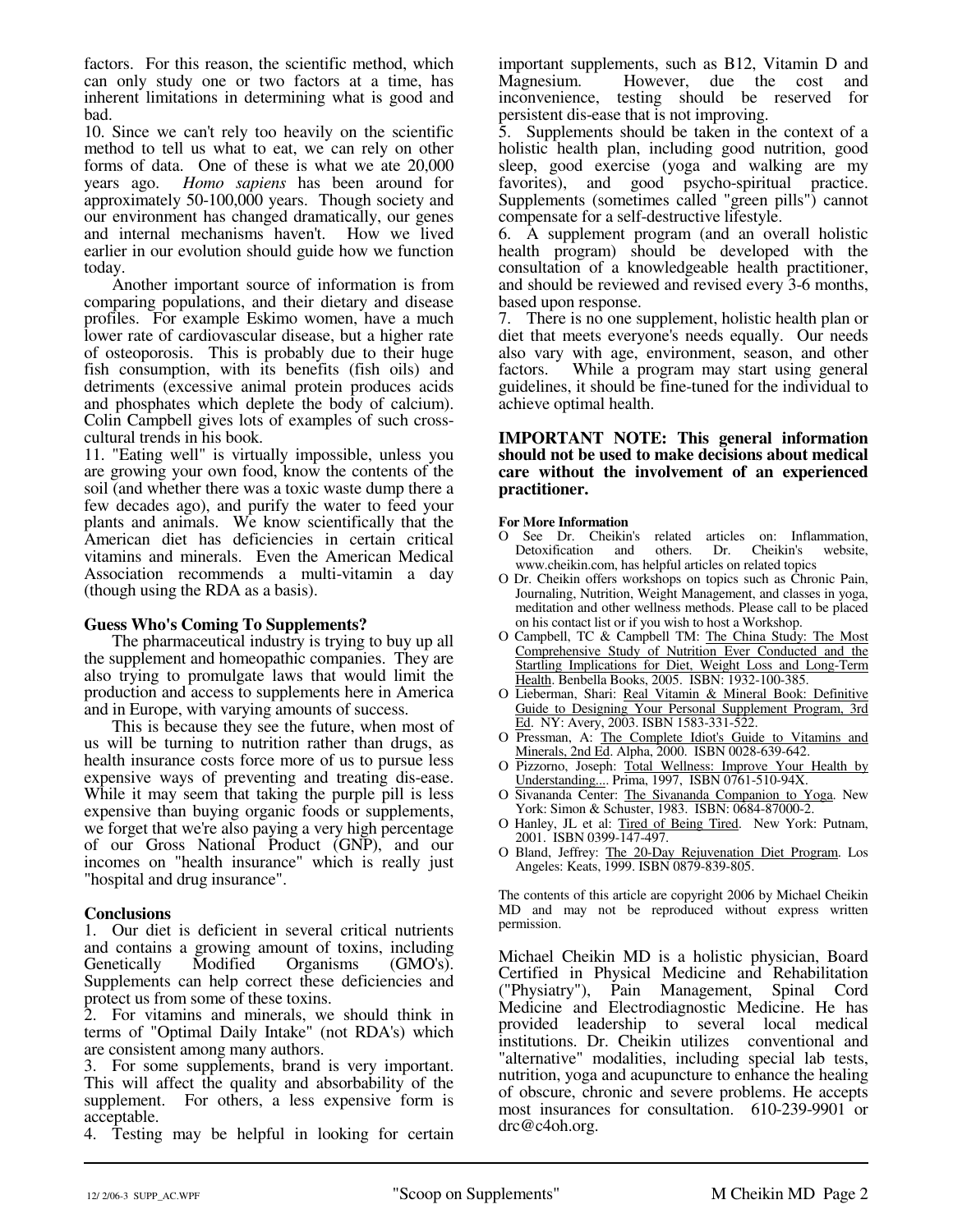factors. For this reason, the scientific method, which can only study one or two factors at a time, has inherent limitations in determining what is good and bad.

10. Since we can't rely too heavily on the scientific method to tell us what to eat, we can rely on other forms of data. One of these is what we ate 20,000 years ago. *Homo sapiens* has been around for approximately 50-100,000 years. Though society and our environment has changed dramatically, our genes and internal mechanisms haven't. How we lived earlier in our evolution should guide how we function today.

Another important source of information is from comparing populations, and their dietary and disease profiles. For example Eskimo women, have a much lower rate of cardiovascular disease, but a higher rate of osteoporosis. This is probably due to their huge fish consumption, with its benefits (fish oils) and detriments (excessive animal protein produces acids and phosphates which deplete the body of calcium). Colin Campbell gives lots of examples of such cross-cultural trends in his book.

11. "Eating well" is virtually impossible, unless you are growing your own food, know the contents of the soil (and whether there was a toxic waste dump there a few decades ago), and purify the water to feed your plants and animals. We know scientifically that the American diet has deficiencies in certain critical vitamins and minerals. Even the American Medical Association recommends a multi-vitamin a day (though using the RDA as a basis).

**Guess Who's Coming To Supplements?**

The pharmaceutical industry is trying to buy up all the supplement and homeopathic companies. They are also trying to promulgate laws that would limit the production and access to supplements here in America and in Europe, with varying amounts of success.

This is because they see the future, when most of us will be turning to nutrition rather than drugs, as health insurance costs force more of us to pursue less expensive ways of preventing and treating dis-ease. While it may seem that taking the purple pill is less expensive than buying organic foods or supplements, we forget that we're also paying a very high percentage of our Gross National Product (GNP), and our incomes on "health insurance" which is really just "hospital and drug insurance".

**Conclusions**

1. Our diet is deficient in several critical nutrients and contains a growing amount of toxins, including Genetically Modified Organisms (GMO's). Supplements can help correct these deficiencies and protect us from some of these toxins.
2. For vitamins and minerals, we should think in terms of "Optimal Daily Intake" (not RDA's) which are consistent among many authors.
3. For some supplements, brand is very important. This will affect the quality and absorbability of the supplement. For others, a less expensive form is acceptable.
4. Testing may be helpful in looking for certain important supplements, such as B12, Vitamin D and Magnesium. However, due the cost and inconvenience, testing should be reserved for persistent dis-ease that is not improving.
5. Supplements should be taken in the context of a holistic health plan, including good nutrition, good sleep, good exercise (yoga and walking are my favorites), and good psycho-spiritual practice. Supplements (sometimes called "green pills") cannot compensate for a self-destructive lifestyle.
6. A supplement program (and an overall holistic health program) should be developed with the consultation of a knowledgeable health practitioner, and should be reviewed and revised every 3-6 months, based upon response.
7. There is no one supplement, holistic health plan or diet that meets everyone's needs equally. Our needs also vary with age, environment, season, and other factors. While a program may start using general guidelines, it should be fine-tuned for the individual to achieve optimal health.

**IMPORTANT NOTE: This general information should not be used to make decisions about medical care without the involvement of an experienced practitioner.**

**For More Information**

- See Dr. Cheikin's related articles on: Inflammation, Detoxification and others. Dr. Cheikin's website, www.cheikin.com, has helpful articles on related topics
- Dr. Cheikin offers workshops on topics such as Chronic Pain, Journaling, Nutrition, Weight Management, and classes in yoga, meditation and other wellness methods. Please call to be placed on his contact list or if you wish to host a Workshop.
- Campbell, TC & Campbell TM: The China Study: The Most Comprehensive Study of Nutrition Ever Conducted and the Startling Implications for Diet, Weight Loss and Long-Term Health. Benbella Books, 2005. ISBN: 1932-100-385.
- Lieberman, Shari: Real Vitamin & Mineral Book: Definitive Guide to Designing Your Personal Supplement Program, 3rd Ed. NY: Avery, 2003. ISBN 1583-331-522.
- Pressman, A: The Complete Idiot's Guide to Vitamins and Minerals, 2nd Ed. Alpha, 2000. ISBN 0028-639-642.
- Pizzorno, Joseph: Total Wellness: Improve Your Health by Understanding.... Prima, 1997, ISBN 0761-510-94X.
- Sivananda Center: The Sivananda Companion to Yoga. New York: Simon & Schuster, 1983. ISBN: 0684-87000-2.
- Hanley, JL et al: Tired of Being Tired. New York: Putnam, 2001. ISBN 0399-147-497.
- Bland, Jeffrey: The 20-Day Rejuvenation Diet Program. Los Angeles: Keats, 1999. ISBN 0879-839-805.

The contents of this article are copyright 2006 by Michael Cheikin MD and may not be reproduced without express written permission.

Michael Cheikin MD is a holistic physician, Board Certified in Physical Medicine and Rehabilitation ("Physiatry"), Pain Management, Spinal Cord Medicine and Electrodiagnostic Medicine. He has provided leadership to several local medical institutions. Dr. Cheikin utilizes conventional and "alternative" modalities, including special lab tests, nutrition, yoga and acupuncture to enhance the healing of obscure, chronic and severe problems. He accepts most insurances for consultation. 610-239-9901 or drc@c4oh.org.